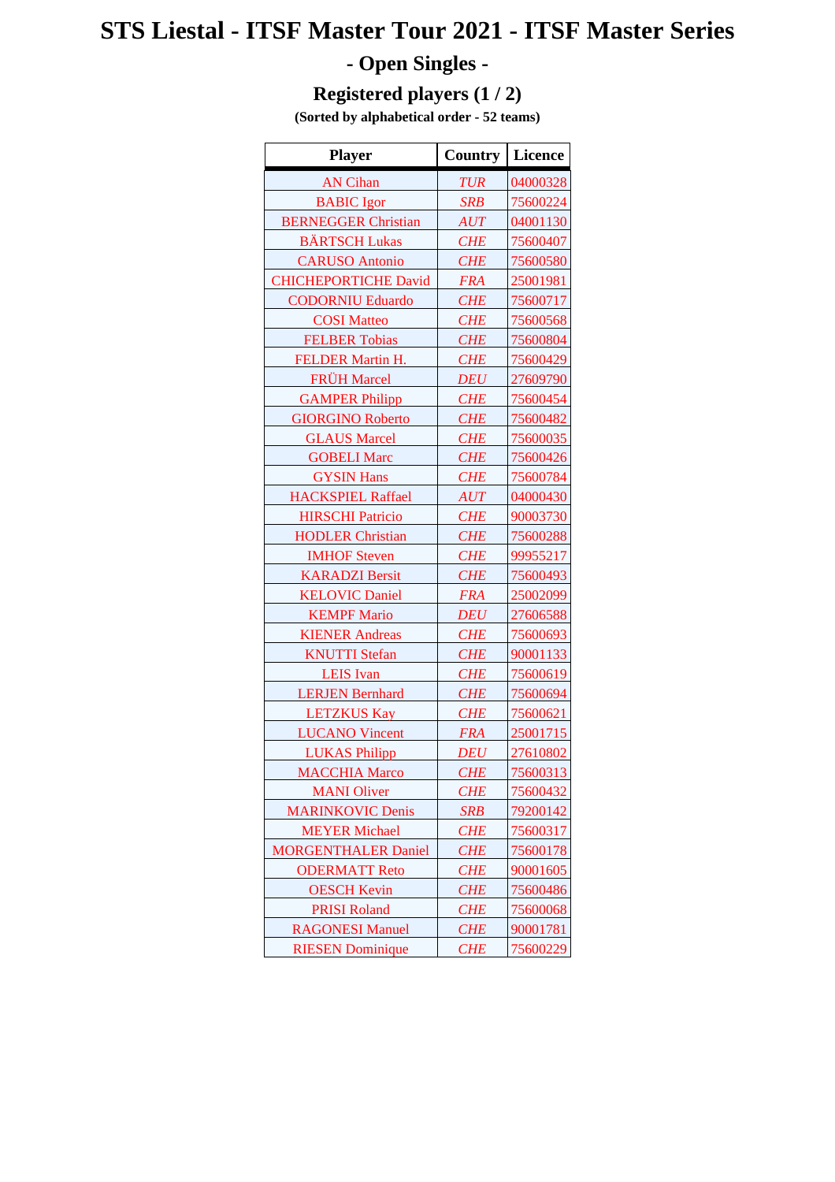# STS Liestal - ITSF Master Tour 2021 - ITSF Master Series

## - Open Singles -

### Registered players (1 / 2)

**(Sorted by alphabetical order - 52 teams)**

| Player | Country | Licence |
|---|---|---|
| AN Cihan | *TUR* | 04000328 |
| BABIC Igor | *SRB* | 75600224 |
| BERNEGGER Christian | *AUT* | 04001130 |
| BÄRTSCH Lukas | *CHE* | 75600407 |
| CARUSO Antonio | *CHE* | 75600580 |
| CHICHEPORTICHE David | *FRA* | 25001981 |
| CODORNIU Eduardo | *CHE* | 75600717 |
| COSI Matteo | *CHE* | 75600568 |
| FELBER Tobias | *CHE* | 75600804 |
| FELDER Martin H. | *CHE* | 75600429 |
| FRÜH Marcel | *DEU* | 27609790 |
| GAMPER Philipp | *CHE* | 75600454 |
| GIORGINO Roberto | *CHE* | 75600482 |
| GLAUS Marcel | *CHE* | 75600035 |
| GOBELI Marc | *CHE* | 75600426 |
| GYSIN Hans | *CHE* | 75600784 |
| HACKSPIEL Raffael | *AUT* | 04000430 |
| HIRSCHI Patricio | *CHE* | 90003730 |
| HODLER Christian | *CHE* | 75600288 |
| IMHOF Steven | *CHE* | 99955217 |
| KARADZI Bersit | *CHE* | 75600493 |
| KELOVIC Daniel | *FRA* | 25002099 |
| KEMPF Mario | *DEU* | 27606588 |
| KIENER Andreas | *CHE* | 75600693 |
| KNUTTI Stefan | *CHE* | 90001133 |
| LEIS Ivan | *CHE* | 75600619 |
| LERJEN Bernhard | *CHE* | 75600694 |
| LETZKUS Kay | *CHE* | 75600621 |
| LUCANO Vincent | *FRA* | 25001715 |
| LUKAS Philipp | *DEU* | 27610802 |
| MACCHIA Marco | *CHE* | 75600313 |
| MANI Oliver | *CHE* | 75600432 |
| MARINKOVIC Denis | *SRB* | 79200142 |
| MEYER Michael | *CHE* | 75600317 |
| MORGENTHALER Daniel | *CHE* | 75600178 |
| ODERMATT Reto | *CHE* | 90001605 |
| OESCH Kevin | *CHE* | 75600486 |
| PRISI Roland | *CHE* | 75600068 |
| RAGONESI Manuel | *CHE* | 90001781 |
| RIESEN Dominique | *CHE* | 75600229 |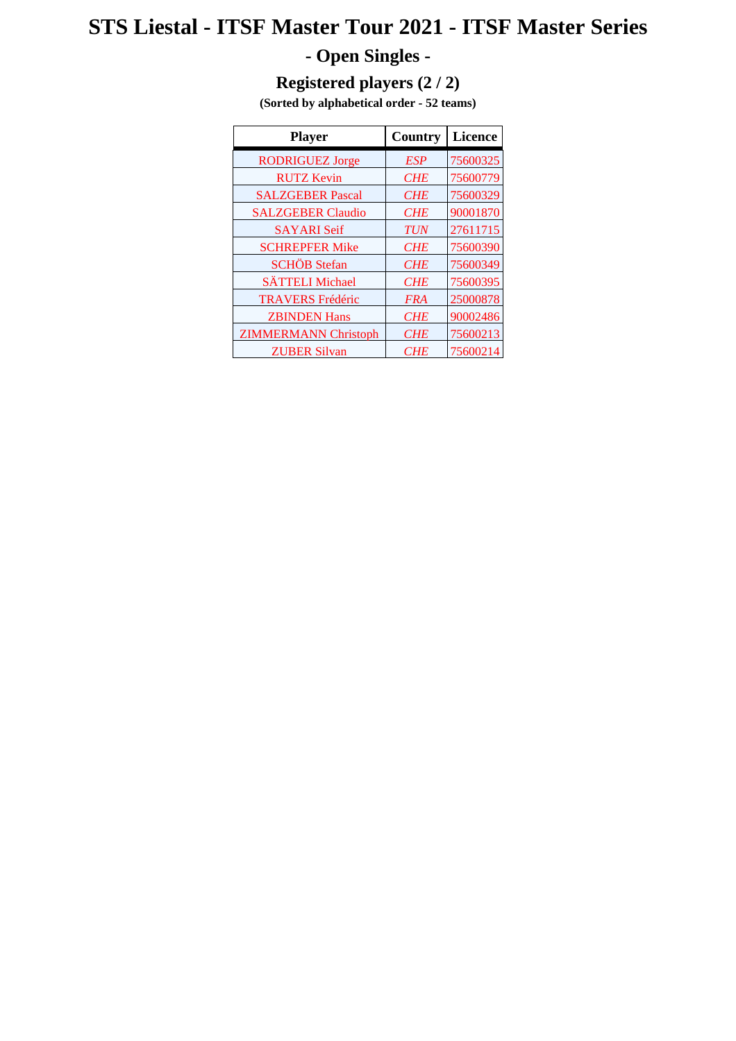# STS Liestal - ITSF Master Tour 2021 - ITSF Master Series

## - Open Singles -

### Registered players (2 / 2)

**(Sorted by alphabetical order - 52 teams)**

| Player | Country | Licence |
|---|---|---|
| RODRIGUEZ Jorge | *ESP* | 75600325 |
| RUTZ Kevin | *CHE* | 75600779 |
| SALZGEBER Pascal | *CHE* | 75600329 |
| SALZGEBER Claudio | *CHE* | 90001870 |
| SAYARI Seif | *TUN* | 27611715 |
| SCHREPFER Mike | *CHE* | 75600390 |
| SCHÖB Stefan | *CHE* | 75600349 |
| SÄTTELI Michael | *CHE* | 75600395 |
| TRAVERS Frédéric | *FRA* | 25000878 |
| ZBINDEN Hans | *CHE* | 90002486 |
| ZIMMERMANN Christoph | *CHE* | 75600213 |
| ZUBER Silvan | *CHE* | 75600214 |